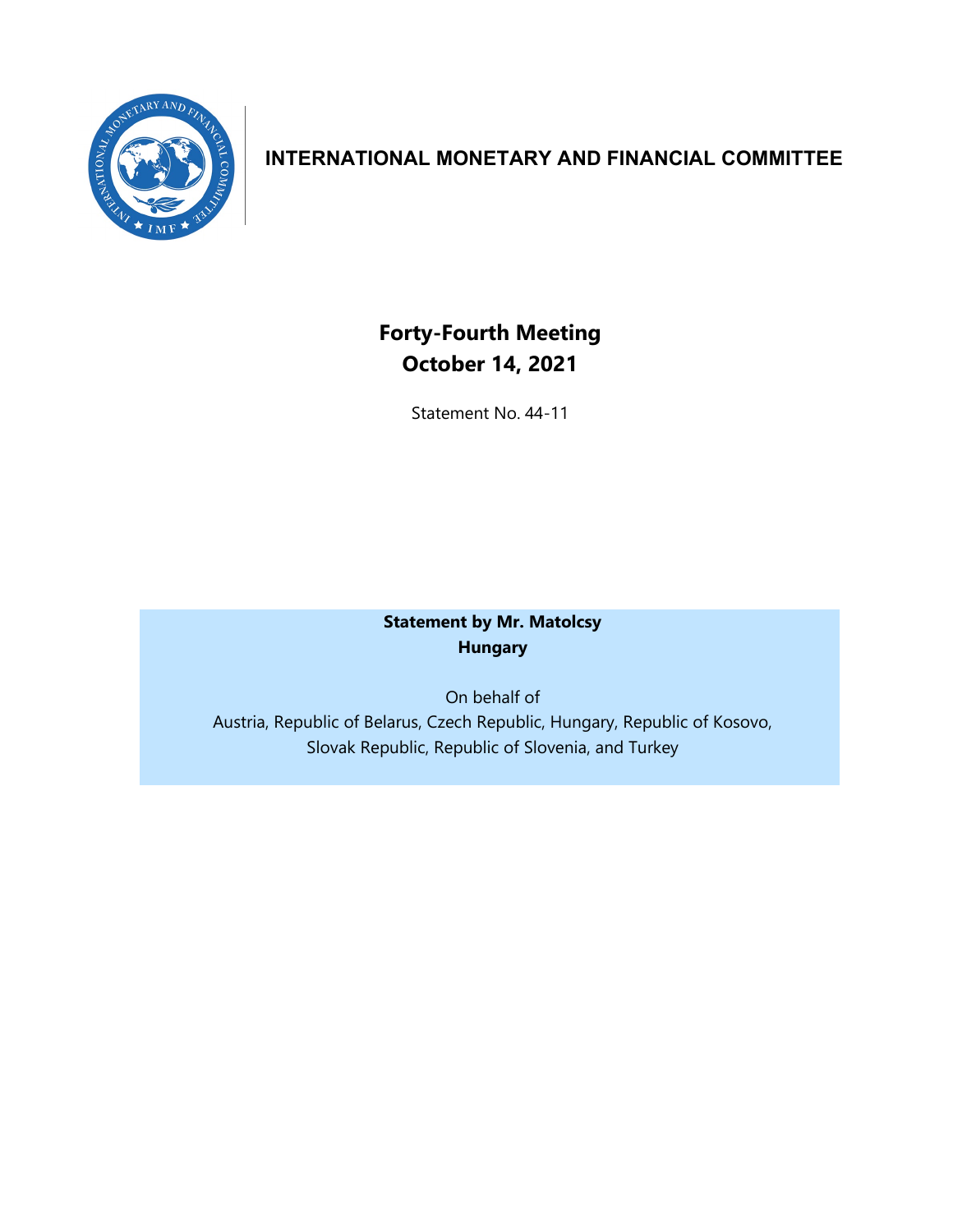# INTERNATIONAL MONETARY AND FINANCIAL COMMITTEE

## Forty-Fourth Meeting
## October 14, 2021

Statement No. 44-11

**Statement by Mr. Matolcsy**
**Hungary**

On behalf of
Austria, Republic of Belarus, Czech Republic, Hungary, Republic of Kosovo, Slovak Republic, Republic of Slovenia, and Turkey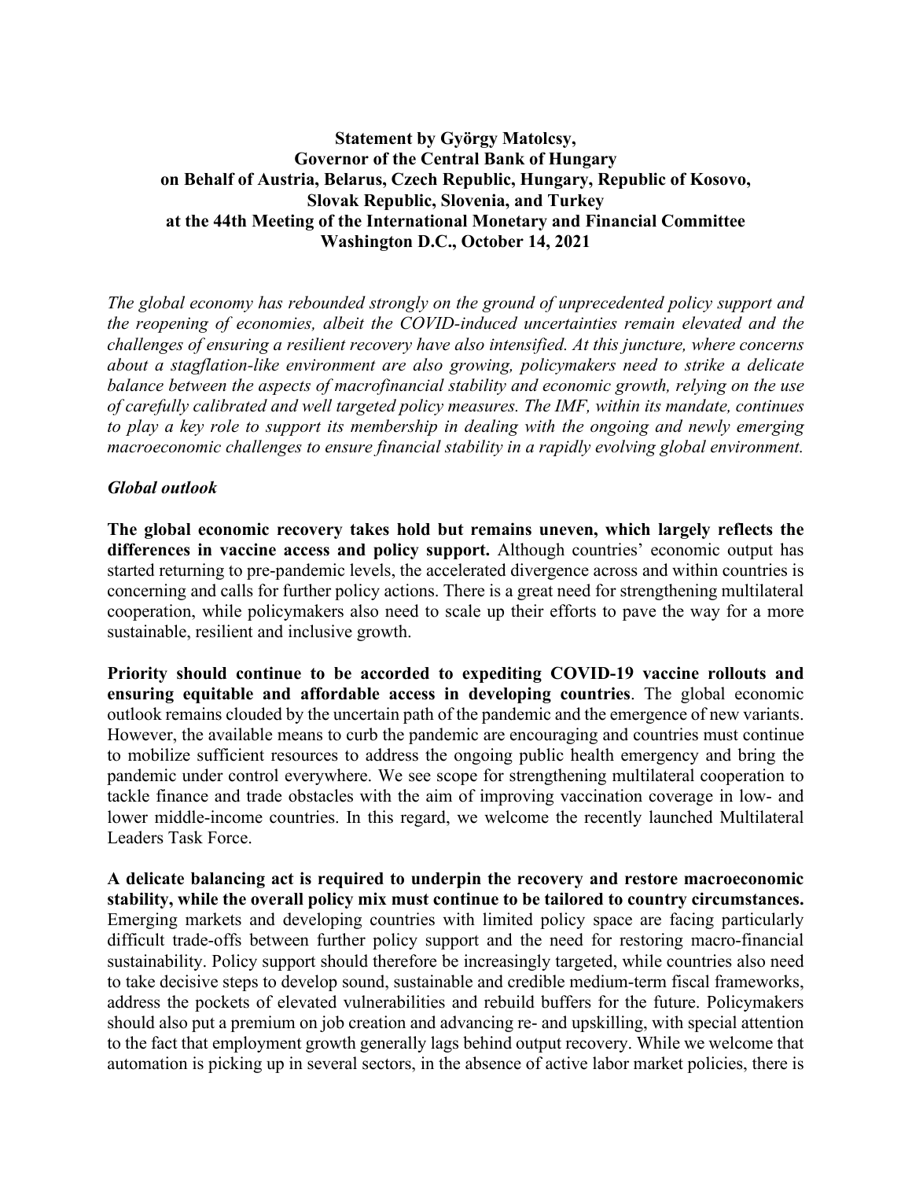**Statement by György Matolcsy,**
**Governor of the Central Bank of Hungary**
**on Behalf of Austria, Belarus, Czech Republic, Hungary, Republic of Kosovo, Slovak Republic, Slovenia, and Turkey**
**at the 44th Meeting of the International Monetary and Financial Committee**
**Washington D.C., October 14, 2021**

*The global economy has rebounded strongly on the ground of unprecedented policy support and the reopening of economies, albeit the COVID-induced uncertainties remain elevated and the challenges of ensuring a resilient recovery have also intensified. At this juncture, where concerns about a stagflation-like environment are also growing, policymakers need to strike a delicate balance between the aspects of macrofinancial stability and economic growth, relying on the use of carefully calibrated and well targeted policy measures. The IMF, within its mandate, continues to play a key role to support its membership in dealing with the ongoing and newly emerging macroeconomic challenges to ensure financial stability in a rapidly evolving global environment.*

***Global outlook***

**The global economic recovery takes hold but remains uneven, which largely reflects the differences in vaccine access and policy support.** Although countries' economic output has started returning to pre-pandemic levels, the accelerated divergence across and within countries is concerning and calls for further policy actions. There is a great need for strengthening multilateral cooperation, while policymakers also need to scale up their efforts to pave the way for a more sustainable, resilient and inclusive growth.

**Priority should continue to be accorded to expediting COVID-19 vaccine rollouts and ensuring equitable and affordable access in developing countries**. The global economic outlook remains clouded by the uncertain path of the pandemic and the emergence of new variants. However, the available means to curb the pandemic are encouraging and countries must continue to mobilize sufficient resources to address the ongoing public health emergency and bring the pandemic under control everywhere. We see scope for strengthening multilateral cooperation to tackle finance and trade obstacles with the aim of improving vaccination coverage in low- and lower middle-income countries. In this regard, we welcome the recently launched Multilateral Leaders Task Force.

**A delicate balancing act is required to underpin the recovery and restore macroeconomic stability, while the overall policy mix must continue to be tailored to country circumstances.** Emerging markets and developing countries with limited policy space are facing particularly difficult trade-offs between further policy support and the need for restoring macro-financial sustainability. Policy support should therefore be increasingly targeted, while countries also need to take decisive steps to develop sound, sustainable and credible medium-term fiscal frameworks, address the pockets of elevated vulnerabilities and rebuild buffers for the future. Policymakers should also put a premium on job creation and advancing re- and upskilling, with special attention to the fact that employment growth generally lags behind output recovery. While we welcome that automation is picking up in several sectors, in the absence of active labor market policies, there is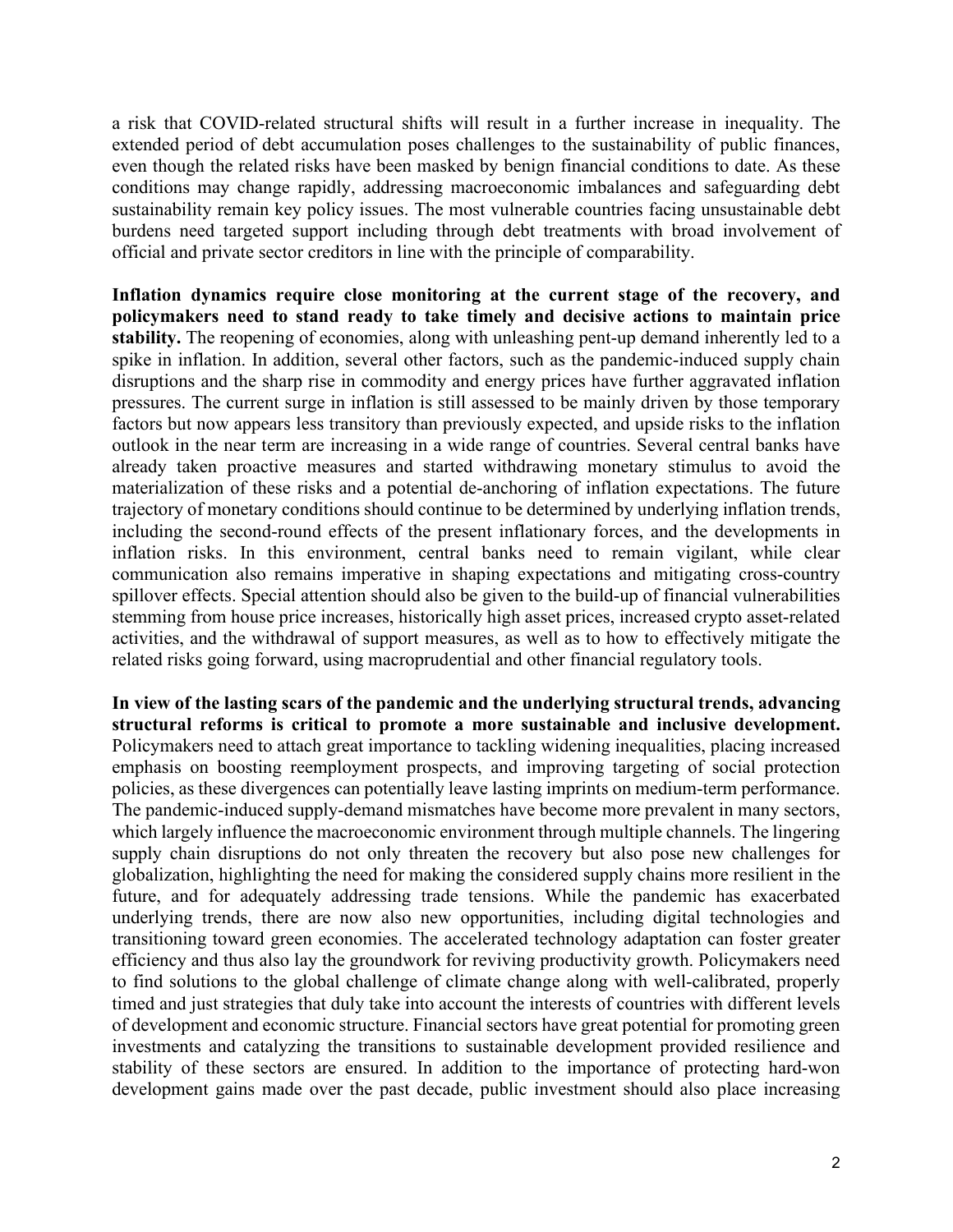a risk that COVID-related structural shifts will result in a further increase in inequality. The extended period of debt accumulation poses challenges to the sustainability of public finances, even though the related risks have been masked by benign financial conditions to date. As these conditions may change rapidly, addressing macroeconomic imbalances and safeguarding debt sustainability remain key policy issues. The most vulnerable countries facing unsustainable debt burdens need targeted support including through debt treatments with broad involvement of official and private sector creditors in line with the principle of comparability.

**Inflation dynamics require close monitoring at the current stage of the recovery, and policymakers need to stand ready to take timely and decisive actions to maintain price stability.** The reopening of economies, along with unleashing pent-up demand inherently led to a spike in inflation. In addition, several other factors, such as the pandemic-induced supply chain disruptions and the sharp rise in commodity and energy prices have further aggravated inflation pressures. The current surge in inflation is still assessed to be mainly driven by those temporary factors but now appears less transitory than previously expected, and upside risks to the inflation outlook in the near term are increasing in a wide range of countries. Several central banks have already taken proactive measures and started withdrawing monetary stimulus to avoid the materialization of these risks and a potential de-anchoring of inflation expectations. The future trajectory of monetary conditions should continue to be determined by underlying inflation trends, including the second-round effects of the present inflationary forces, and the developments in inflation risks. In this environment, central banks need to remain vigilant, while clear communication also remains imperative in shaping expectations and mitigating cross-country spillover effects. Special attention should also be given to the build-up of financial vulnerabilities stemming from house price increases, historically high asset prices, increased crypto asset-related activities, and the withdrawal of support measures, as well as to how to effectively mitigate the related risks going forward, using macroprudential and other financial regulatory tools.

**In view of the lasting scars of the pandemic and the underlying structural trends, advancing structural reforms is critical to promote a more sustainable and inclusive development.** Policymakers need to attach great importance to tackling widening inequalities, placing increased emphasis on boosting reemployment prospects, and improving targeting of social protection policies, as these divergences can potentially leave lasting imprints on medium-term performance. The pandemic-induced supply-demand mismatches have become more prevalent in many sectors, which largely influence the macroeconomic environment through multiple channels. The lingering supply chain disruptions do not only threaten the recovery but also pose new challenges for globalization, highlighting the need for making the considered supply chains more resilient in the future, and for adequately addressing trade tensions. While the pandemic has exacerbated underlying trends, there are now also new opportunities, including digital technologies and transitioning toward green economies. The accelerated technology adaptation can foster greater efficiency and thus also lay the groundwork for reviving productivity growth. Policymakers need to find solutions to the global challenge of climate change along with well-calibrated, properly timed and just strategies that duly take into account the interests of countries with different levels of development and economic structure. Financial sectors have great potential for promoting green investments and catalyzing the transitions to sustainable development provided resilience and stability of these sectors are ensured. In addition to the importance of protecting hard-won development gains made over the past decade, public investment should also place increasing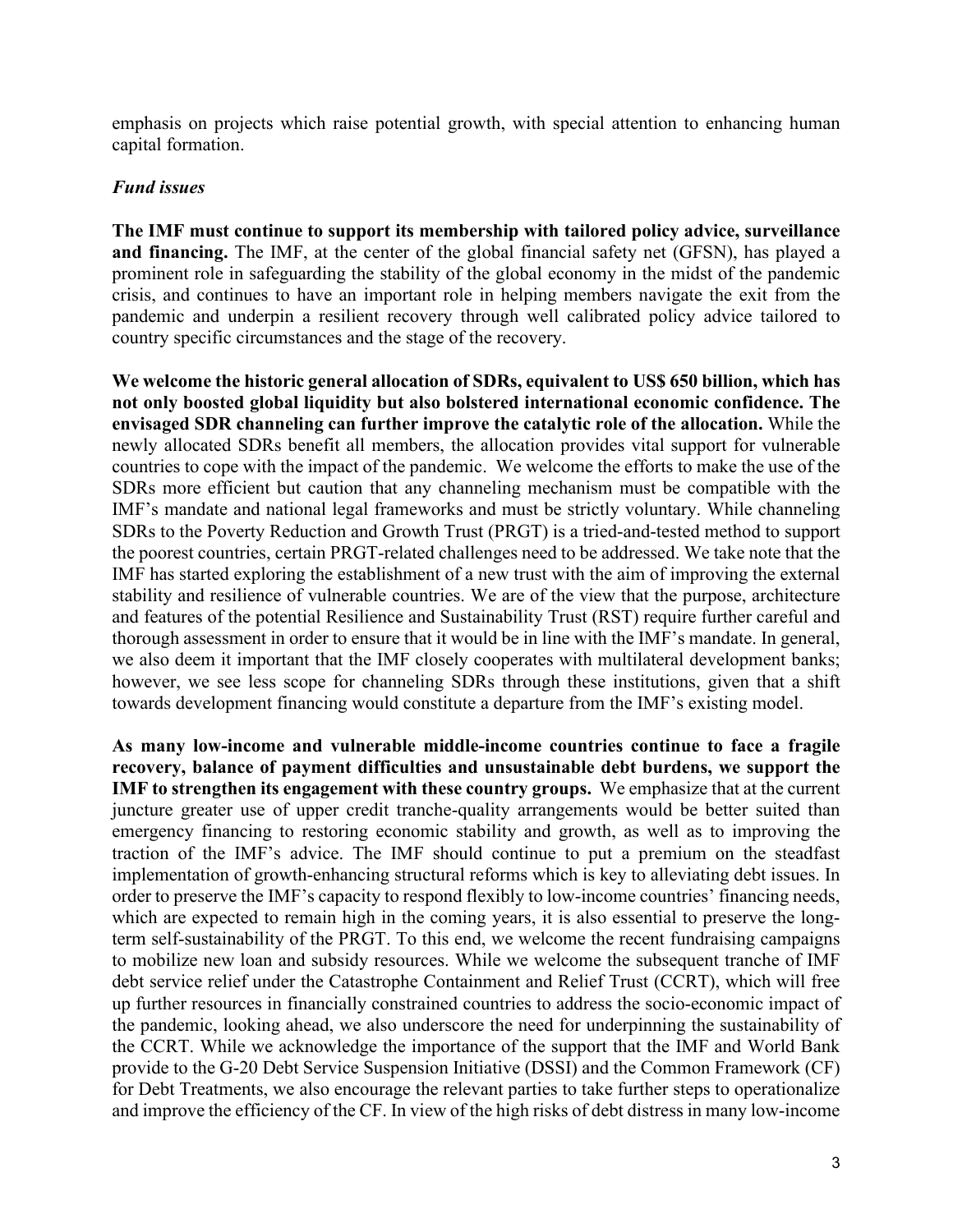emphasis on projects which raise potential growth, with special attention to enhancing human capital formation.

***Fund issues***

**The IMF must continue to support its membership with tailored policy advice, surveillance and financing.** The IMF, at the center of the global financial safety net (GFSN), has played a prominent role in safeguarding the stability of the global economy in the midst of the pandemic crisis, and continues to have an important role in helping members navigate the exit from the pandemic and underpin a resilient recovery through well calibrated policy advice tailored to country specific circumstances and the stage of the recovery.

**We welcome the historic general allocation of SDRs, equivalent to US$ 650 billion, which has not only boosted global liquidity but also bolstered international economic confidence. The envisaged SDR channeling can further improve the catalytic role of the allocation.** While the newly allocated SDRs benefit all members, the allocation provides vital support for vulnerable countries to cope with the impact of the pandemic. We welcome the efforts to make the use of the SDRs more efficient but caution that any channeling mechanism must be compatible with the IMF's mandate and national legal frameworks and must be strictly voluntary. While channeling SDRs to the Poverty Reduction and Growth Trust (PRGT) is a tried-and-tested method to support the poorest countries, certain PRGT-related challenges need to be addressed. We take note that the IMF has started exploring the establishment of a new trust with the aim of improving the external stability and resilience of vulnerable countries. We are of the view that the purpose, architecture and features of the potential Resilience and Sustainability Trust (RST) require further careful and thorough assessment in order to ensure that it would be in line with the IMF's mandate. In general, we also deem it important that the IMF closely cooperates with multilateral development banks; however, we see less scope for channeling SDRs through these institutions, given that a shift towards development financing would constitute a departure from the IMF's existing model.

**As many low-income and vulnerable middle-income countries continue to face a fragile recovery, balance of payment difficulties and unsustainable debt burdens, we support the IMF to strengthen its engagement with these country groups.** We emphasize that at the current juncture greater use of upper credit tranche-quality arrangements would be better suited than emergency financing to restoring economic stability and growth, as well as to improving the traction of the IMF's advice. The IMF should continue to put a premium on the steadfast implementation of growth-enhancing structural reforms which is key to alleviating debt issues. In order to preserve the IMF's capacity to respond flexibly to low-income countries' financing needs, which are expected to remain high in the coming years, it is also essential to preserve the long-term self-sustainability of the PRGT. To this end, we welcome the recent fundraising campaigns to mobilize new loan and subsidy resources. While we welcome the subsequent tranche of IMF debt service relief under the Catastrophe Containment and Relief Trust (CCRT), which will free up further resources in financially constrained countries to address the socio-economic impact of the pandemic, looking ahead, we also underscore the need for underpinning the sustainability of the CCRT. While we acknowledge the importance of the support that the IMF and World Bank provide to the G-20 Debt Service Suspension Initiative (DSSI) and the Common Framework (CF) for Debt Treatments, we also encourage the relevant parties to take further steps to operationalize and improve the efficiency of the CF. In view of the high risks of debt distress in many low-income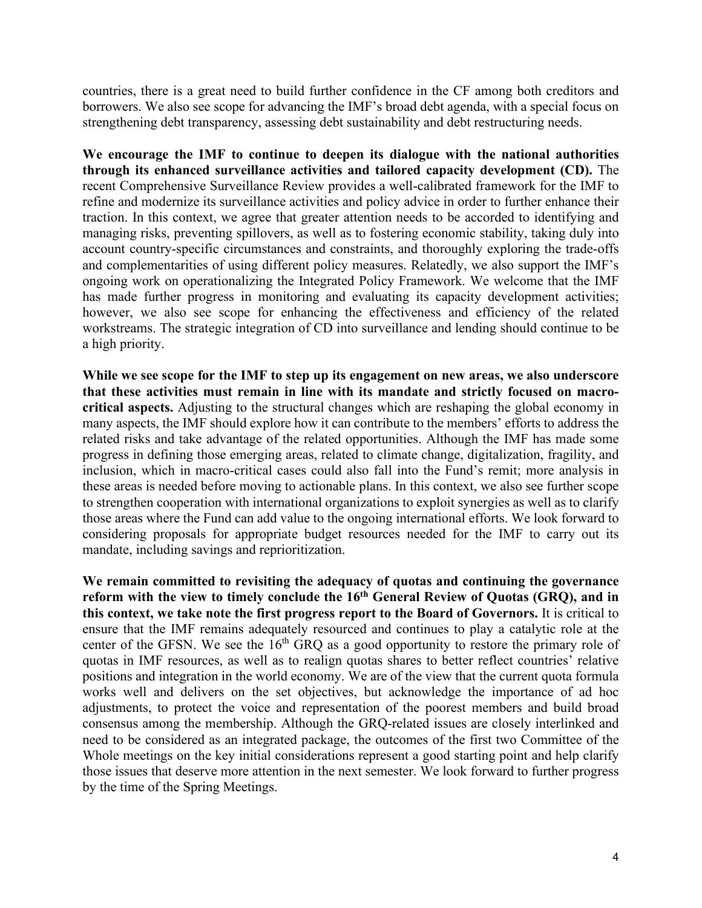countries, there is a great need to build further confidence in the CF among both creditors and borrowers. We also see scope for advancing the IMF's broad debt agenda, with a special focus on strengthening debt transparency, assessing debt sustainability and debt restructuring needs.

**We encourage the IMF to continue to deepen its dialogue with the national authorities through its enhanced surveillance activities and tailored capacity development (CD).** The recent Comprehensive Surveillance Review provides a well-calibrated framework for the IMF to refine and modernize its surveillance activities and policy advice in order to further enhance their traction. In this context, we agree that greater attention needs to be accorded to identifying and managing risks, preventing spillovers, as well as to fostering economic stability, taking duly into account country-specific circumstances and constraints, and thoroughly exploring the trade-offs and complementarities of using different policy measures. Relatedly, we also support the IMF's ongoing work on operationalizing the Integrated Policy Framework. We welcome that the IMF has made further progress in monitoring and evaluating its capacity development activities; however, we also see scope for enhancing the effectiveness and efficiency of the related workstreams. The strategic integration of CD into surveillance and lending should continue to be a high priority.

**While we see scope for the IMF to step up its engagement on new areas, we also underscore that these activities must remain in line with its mandate and strictly focused on macro-critical aspects.** Adjusting to the structural changes which are reshaping the global economy in many aspects, the IMF should explore how it can contribute to the members' efforts to address the related risks and take advantage of the related opportunities. Although the IMF has made some progress in defining those emerging areas, related to climate change, digitalization, fragility, and inclusion, which in macro-critical cases could also fall into the Fund's remit; more analysis in these areas is needed before moving to actionable plans. In this context, we also see further scope to strengthen cooperation with international organizations to exploit synergies as well as to clarify those areas where the Fund can add value to the ongoing international efforts. We look forward to considering proposals for appropriate budget resources needed for the IMF to carry out its mandate, including savings and reprioritization.

**We remain committed to revisiting the adequacy of quotas and continuing the governance reform with the view to timely conclude the 16th General Review of Quotas (GRQ), and in this context, we take note the first progress report to the Board of Governors.** It is critical to ensure that the IMF remains adequately resourced and continues to play a catalytic role at the center of the GFSN. We see the 16th GRQ as a good opportunity to restore the primary role of quotas in IMF resources, as well as to realign quotas shares to better reflect countries' relative positions and integration in the world economy. We are of the view that the current quota formula works well and delivers on the set objectives, but acknowledge the importance of ad hoc adjustments, to protect the voice and representation of the poorest members and build broad consensus among the membership. Although the GRQ-related issues are closely interlinked and need to be considered as an integrated package, the outcomes of the first two Committee of the Whole meetings on the key initial considerations represent a good starting point and help clarify those issues that deserve more attention in the next semester. We look forward to further progress by the time of the Spring Meetings.